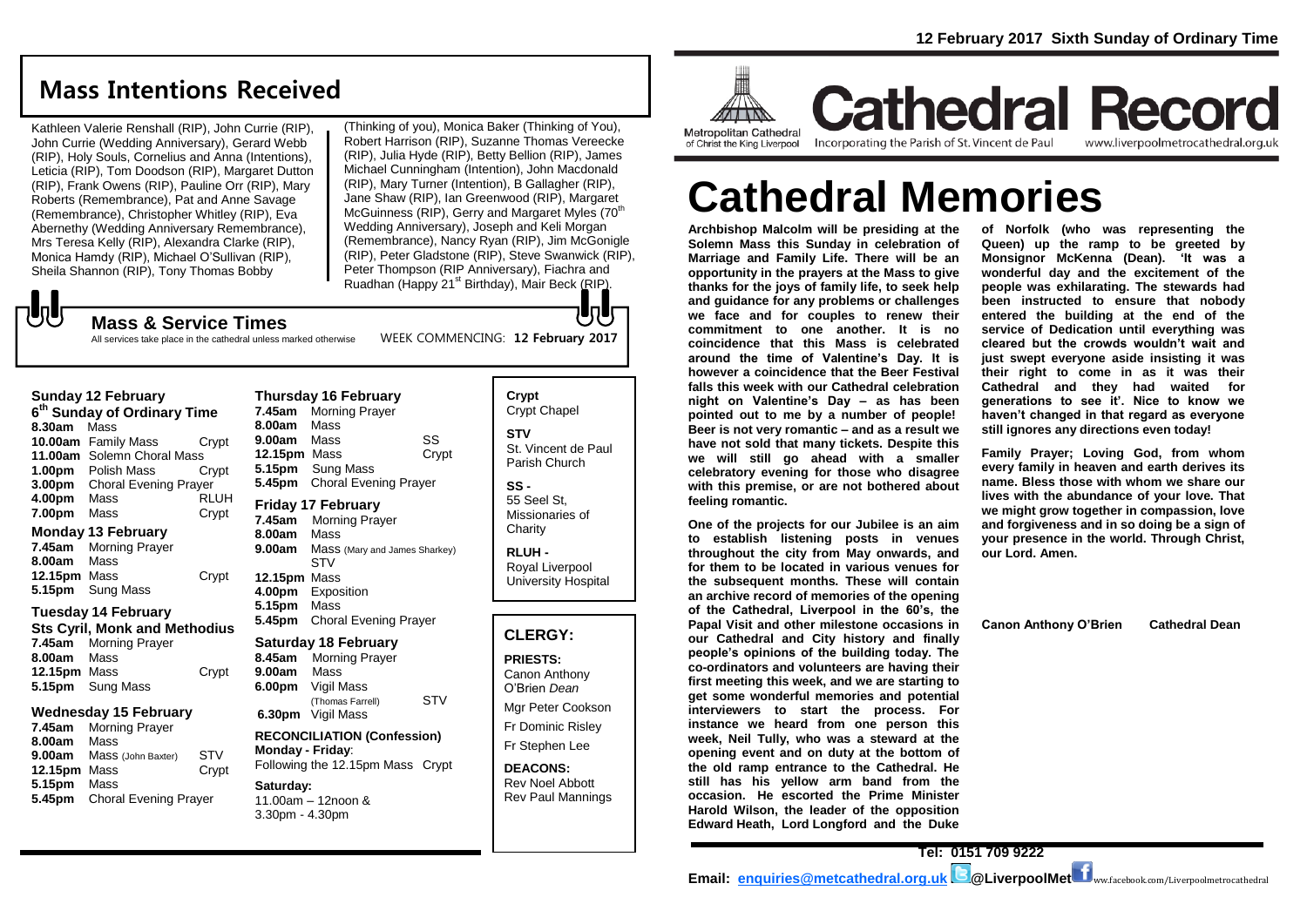12 February 2017 Sixth Sunday of Ordinary Time

Metropolitan Cathedral of Christ the King Liverpool

# Cathedral Record

Incorporating the Parish of St. Vincent de Paul www.liverpoolmetrocathedral.org.uk

# Cathedral Memories

**Archbishop Malcolm will be presiding at the Solemn Mass this Sunday in celebration of Marriage and Family Life. There will be an opportunity in the prayers at the Mass to give thanks for the joys of family life, to seek help and guidance for any problems or challenges we face and for couples to renew their commitment to one another. It is no coincidence that this Mass is celebrated around the time of Valentine's Day. It is however a coincidence that the Beer Festival falls this week with our Cathedral celebration night on Valentine's Day – as has been pointed out to me by a number of people! Beer is not very romantic – and as a result we have not sold that many tickets. Despite this we will still go ahead with a smaller celebratory evening for those who disagree with this premise, or are not bothered about feeling romantic.**

**One of the projects for our Jubilee is an aim to establish listening posts in venues throughout the city from May onwards, and for them to be located in various venues for the subsequent months. These will contain an archive record of memories of the opening of the Cathedral, Liverpool in the 60's, the Papal Visit and other milestone occasions in our Cathedral and City history and finally people's opinions of the building today. The co-ordinators and volunteers are having their first meeting this week, and we are starting to get some wonderful memories and potential interviewers to start the process. For instance we heard from one person this week, Neil Tully, who was a steward at the opening event and on duty at the bottom of the old ramp entrance to the Cathedral. He still has his yellow arm band from the occasion. He escorted the Prime Minister Harold Wilson, the leader of the opposition Edward Heath, Lord Longford and the Duke of Norfolk (who was representing the Queen) up the ramp to be greeted by Monsignor McKenna (Dean). 'It was a wonderful day and the excitement of the people was exhilarating. The stewards had been instructed to ensure that nobody entered the building at the end of the service of Dedication until everything was cleared but the crowds wouldn't wait and just swept everyone aside insisting it was their right to come in as it was their Cathedral and they had waited for generations to see it'. Nice to know we haven't changed in that regard as everyone still ignores any directions even today!**

**Family Prayer; Loving God, from whom every family in heaven and earth derives its name. Bless those with whom we share our lives with the abundance of your love. That we might grow together in compassion, love and forgiveness and in so doing be a sign of your presence in the world. Through Christ, our Lord. Amen.**

**Canon Anthony O'Brien Cathedral Dean**

## Mass Intentions Received

Kathleen Valerie Renshall (RIP), John Currie (RIP), John Currie (Wedding Anniversary), Gerard Webb (RIP), Holy Souls, Cornelius and Anna (Intentions), Leticia (RIP), Tom Doodson (RIP), Margaret Dutton (RIP), Frank Owens (RIP), Pauline Orr (RIP), Mary Roberts (Remembrance), Pat and Anne Savage (Remembrance), Christopher Whitley (RIP), Eva Abernethy (Wedding Anniversary Remembrance), Mrs Teresa Kelly (RIP), Alexandra Clarke (RIP), Monica Hamdy (RIP), Michael O'Sullivan (RIP), Sheila Shannon (RIP), Tony Thomas Bobby (Thinking of you), Monica Baker (Thinking of You), Robert Harrison (RIP), Suzanne Thomas Vereecke (RIP), Julia Hyde (RIP), Betty Bellion (RIP), James Michael Cunningham (Intention), John Macdonald (RIP), Mary Turner (Intention), B Gallagher (RIP), Jane Shaw (RIP), Ian Greenwood (RIP), Margaret McGuinness (RIP), Gerry and Margaret Myles (70th Wedding Anniversary), Joseph and Keli Morgan (Remembrance), Nancy Ryan (RIP), Jim McGonigle (RIP), Peter Gladstone (RIP), Steve Swanwick (RIP), Peter Thompson (RIP Anniversary), Fiachra and Ruadhan (Happy 21st Birthday), Mair Beck (RIP).

## Mass & Service Times

All services take place in the cathedral unless marked otherwise

WEEK COMMENCING: **12 February 2017**

### Sunday 12 February
**6th Sunday of Ordinary Time**

| | | |
|---|---|---|
| **8.30am** | Mass | |
| **10.00am** | Family Mass | Crypt |
| **11.00am** | Solemn Choral Mass | |
| **1.00pm** | Polish Mass | Crypt |
| **3.00pm** | Choral Evening Prayer | |
| **4.00pm** | Mass | RLUH |
| **7.00pm** | Mass | Crypt |

### Monday 13 February

| | | |
|---|---|---|
| **7.45am** | Morning Prayer | |
| **8.00am** | Mass | |
| **12.15pm** | Mass | Crypt |
| **5.15pm** | Sung Mass | |

### Tuesday 14 February
**Sts Cyril, Monk and Methodius**

| | | |
|---|---|---|
| **7.45am** | Morning Prayer | |
| **8.00am** | Mass | |
| **12.15pm** | Mass | Crypt |
| **5.15pm** | Sung Mass | |

### Wednesday 15 February

| | | |
|---|---|---|
| **7.45am** | Morning Prayer | |
| **8.00am** | Mass | |
| **9.00am** | Mass (John Baxter) | STV |
| **12.15pm** | Mass | Crypt |
| **5.15pm** | Mass | |
| **5.45pm** | Choral Evening Prayer | |

### Thursday 16 February

| | | |
|---|---|---|
| **7.45am** | Morning Prayer | |
| **8.00am** | Mass | |
| **9.00am** | Mass | SS |
| **12.15pm** | Mass | Crypt |
| **5.15pm** | Sung Mass | |
| **5.45pm** | Choral Evening Prayer | |

### Friday 17 February

| | | |
|---|---|---|
| **7.45am** | Morning Prayer | |
| **8.00am** | Mass | |
| **9.00am** | Mass (Mary and James Sharkey) | STV |
| **12.15pm** | Mass | |
| **4.00pm** | Exposition | |
| **5.15pm** | Mass | |
| **5.45pm** | Choral Evening Prayer | |

### Saturday 18 February

| | | |
|---|---|---|
| **8.45am** | Morning Prayer | |
| **9.00am** | Mass | |
| **6.00pm** | Vigil Mass (Thomas Farrell) | STV |
| **6.30pm** | Vigil Mass | |

**RECONCILIATION (Confession)**
**Monday - Friday**:
Following the 12.15pm Mass Crypt

**Saturday:**
11.00am – 12noon &
3.30pm - 4.30pm

**Crypt**
Crypt Chapel

**STV**
St. Vincent de Paul Parish Church

**SS -**
55 Seel St, Missionaries of Charity

**RLUH -**
Royal Liverpool University Hospital

## CLERGY:

**PRIESTS:**
Canon Anthony O'Brien *Dean*
Mgr Peter Cookson
Fr Dominic Risley
Fr Stephen Lee

**DEACONS:**
Rev Noel Abbott
Rev Paul Mannings

**Tel: 0151 709 9222**

**Email: enquiries@metcathedral.org.uk @LiverpoolMet** www.facebook.com/Liverpoolmetrocathedral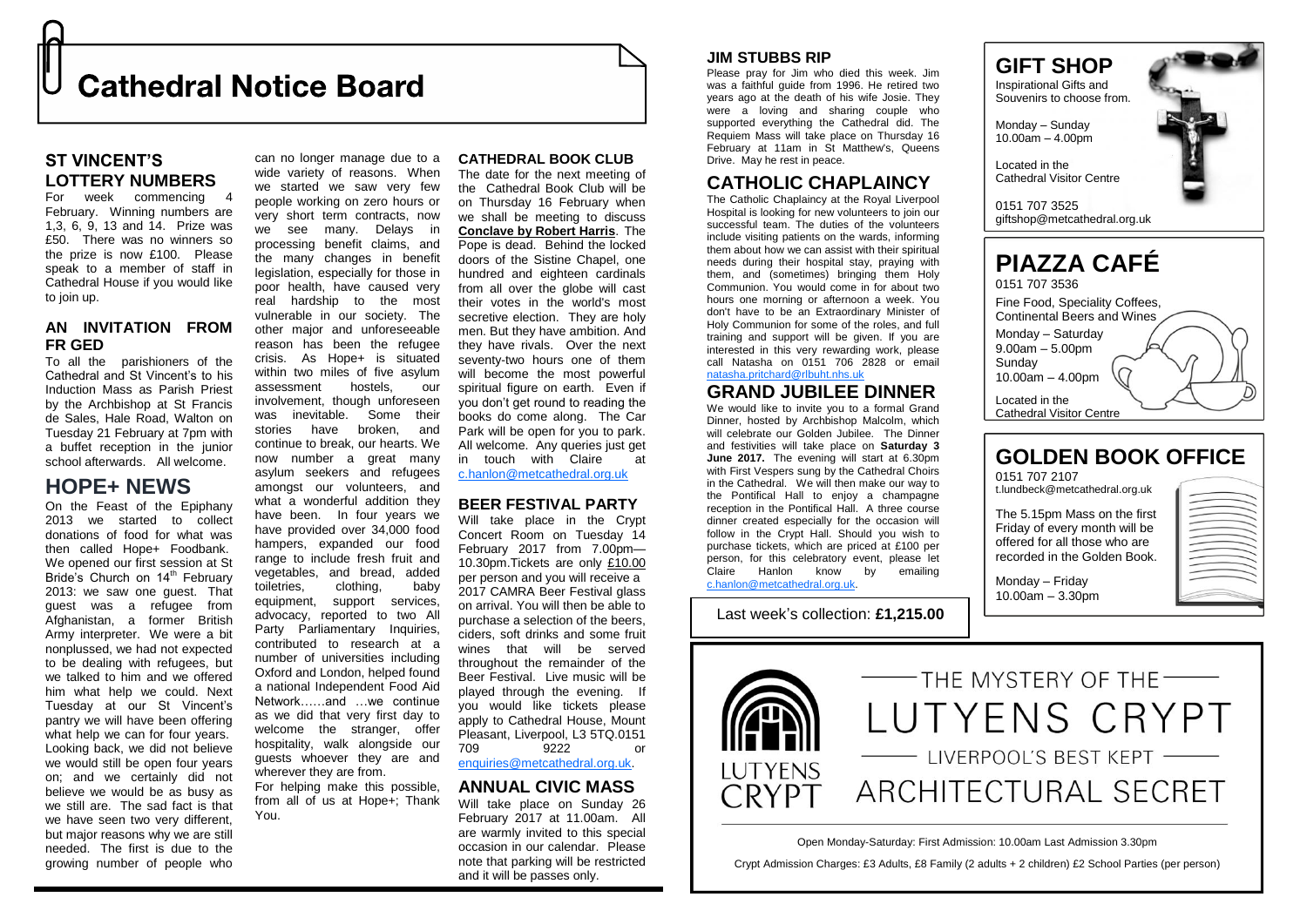# Cathedral Notice Board

## ST VINCENT'S LOTTERY NUMBERS

For week commencing 4 February. Winning numbers are 1,3, 6, 9, 13 and 14. Prize was £50. There was no winners so the prize is now £100. Please speak to a member of staff in Cathedral House if you would like to join up.

### AN INVITATION FROM FR GED

To all the parishioners of the Cathedral and St Vincent's to his Induction Mass as Parish Priest by the Archbishop at St Francis de Sales, Hale Road, Walton on Tuesday 21 February at 7pm with a buffet reception in the junior school afterwards. All welcome.

## HOPE+ NEWS

On the Feast of the Epiphany 2013 we started to collect donations of food for what was then called Hope+ Foodbank. We opened our first session at St Bride's Church on 14th February 2013: we saw one guest. That guest was a refugee from Afghanistan, a former British Army interpreter. We were a bit nonplussed, we had not expected to be dealing with refugees, but we talked to him and we offered him what help we could. Next Tuesday at our St Vincent's pantry we will have been offering what help we can for four years. Looking back, we did not believe we would still be open four years on; and we certainly did not believe we would be as busy as we still are. The sad fact is that we have seen two very different, but major reasons why we are still needed. The first is due to the growing number of people who can no longer manage due to a wide variety of reasons. When we started we saw very few people working on zero hours or very short term contracts, now we see many. Delays in processing benefit claims, and the many changes in benefit legislation, especially for those in poor health, have caused very real hardship to the most vulnerable in our society. The other major and unforeseeable reason has been the refugee crisis. As Hope+ is situated within two miles of five asylum assessment hostels, our involvement, though unforeseen was inevitable. Some their stories have broken, and continue to break, our hearts. We now number a great many asylum seekers and refugees amongst our volunteers, and what a wonderful addition they have been. In four years we have provided over 34,000 food hampers, expanded our food range to include fresh fruit and vegetables, and bread, added toiletries, clothing, baby equipment, support services, advocacy, reported to two All Party Parliamentary Inquiries, contributed to research at a number of universities including Oxford and London, helped found a national Independent Food Aid Network……and …we continue as we did that very first day to welcome the stranger, offer hospitality, walk alongside our guests whoever they are and wherever they are from.

For helping make this possible, from all of us at Hope+; Thank You.

### CATHEDRAL BOOK CLUB

The date for the next meeting of the Cathedral Book Club will be on Thursday 16 February when we shall be meeting to discuss **Conclave by Robert Harris**. The Pope is dead. Behind the locked doors of the Sistine Chapel, one hundred and eighteen cardinals from all over the globe will cast their votes in the world's most secretive election. They are holy men. But they have ambition. And they have rivals. Over the next seventy-two hours one of them will become the most powerful spiritual figure on earth. Even if you don't get round to reading the books do come along. The Car Park will be open for you to park. All welcome. Any queries just get in touch with Claire at c.hanlon@metcathedral.org.uk

### BEER FESTIVAL PARTY

Will take place in the Crypt Concert Room on Tuesday 14 February 2017 from 7.00pm—10.30pm.Tickets are only £10.00 per person and you will receive a 2017 CAMRA Beer Festival glass on arrival. You will then be able to purchase a selection of the beers, ciders, soft drinks and some fruit wines that will be served throughout the remainder of the Beer Festival. Live music will be played through the evening. If you would like tickets please apply to Cathedral House, Mount Pleasant, Liverpool, L3 5TQ.0151 709 9222 or enquiries@metcathedral.org.uk.

### ANNUAL CIVIC MASS

Will take place on Sunday 26 February 2017 at 11.00am. All are warmly invited to this special occasion in our calendar. Please note that parking will be restricted and it will be passes only.

### JIM STUBBS RIP

Please pray for Jim who died this week. Jim was a faithful guide from 1996. He retired two years ago at the death of his wife Josie. They were a loving and sharing couple who supported everything the Cathedral did. The Requiem Mass will take place on Thursday 16 February at 11am in St Matthew's, Queens Drive. May he rest in peace.

## CATHOLIC CHAPLAINCY

The Catholic Chaplaincy at the Royal Liverpool Hospital is looking for new volunteers to join our successful team. The duties of the volunteers include visiting patients on the wards, informing them about how we can assist with their spiritual needs during their hospital stay, praying with them, and (sometimes) bringing them Holy Communion. You would come in for about two hours one morning or afternoon a week. You don't have to be an Extraordinary Minister of Holy Communion for some of the roles, and full training and support will be given. If you are interested in this very rewarding work, please call Natasha on 0151 706 2828 or email natasha.pritchard@rlbuht.nhs.uk

## GRAND JUBILEE DINNER

We would like to invite you to a formal Grand Dinner, hosted by Archbishop Malcolm, which will celebrate our Golden Jubilee. The Dinner and festivities will take place on **Saturday 3 June 2017.** The evening will start at 6.30pm with First Vespers sung by the Cathedral Choirs in the Cathedral. We will then make our way to the Pontifical Hall to enjoy a champagne reception in the Pontifical Hall. A three course dinner created especially for the occasion will follow in the Crypt Hall. Should you wish to purchase tickets, which are priced at £100 per person, for this celebratory event, please let Claire Hanlon know by emailing c.hanlon@metcathedral.org.uk.

Last week's collection: **£1,215.00**

## GIFT SHOP

Inspirational Gifts and Souvenirs to choose from.

Monday – Sunday
10.00am – 4.00pm

Located in the Cathedral Visitor Centre

0151 707 3525
giftshop@metcathedral.org.uk

## PIAZZA CAFÉ

0151 707 3536

Fine Food, Speciality Coffees, Continental Beers and Wines

Monday – Saturday
9.00am – 5.00pm
Sunday
10.00am – 4.00pm

Located in the Cathedral Visitor Centre

## GOLDEN BOOK OFFICE

0151 707 2107
t.lundbeck@metcathedral.org.uk

The 5.15pm Mass on the first Friday of every month will be offered for all those who are recorded in the Golden Book.

Monday – Friday
10.00am – 3.30pm

LUTYENS CRYPT

THE MYSTERY OF THE
LUTYENS CRYPT
LIVERPOOL'S BEST KEPT
ARCHITECTURAL SECRET

Open Monday-Saturday: First Admission: 10.00am Last Admission 3.30pm

Crypt Admission Charges: £3 Adults, £8 Family (2 adults + 2 children) £2 School Parties (per person)